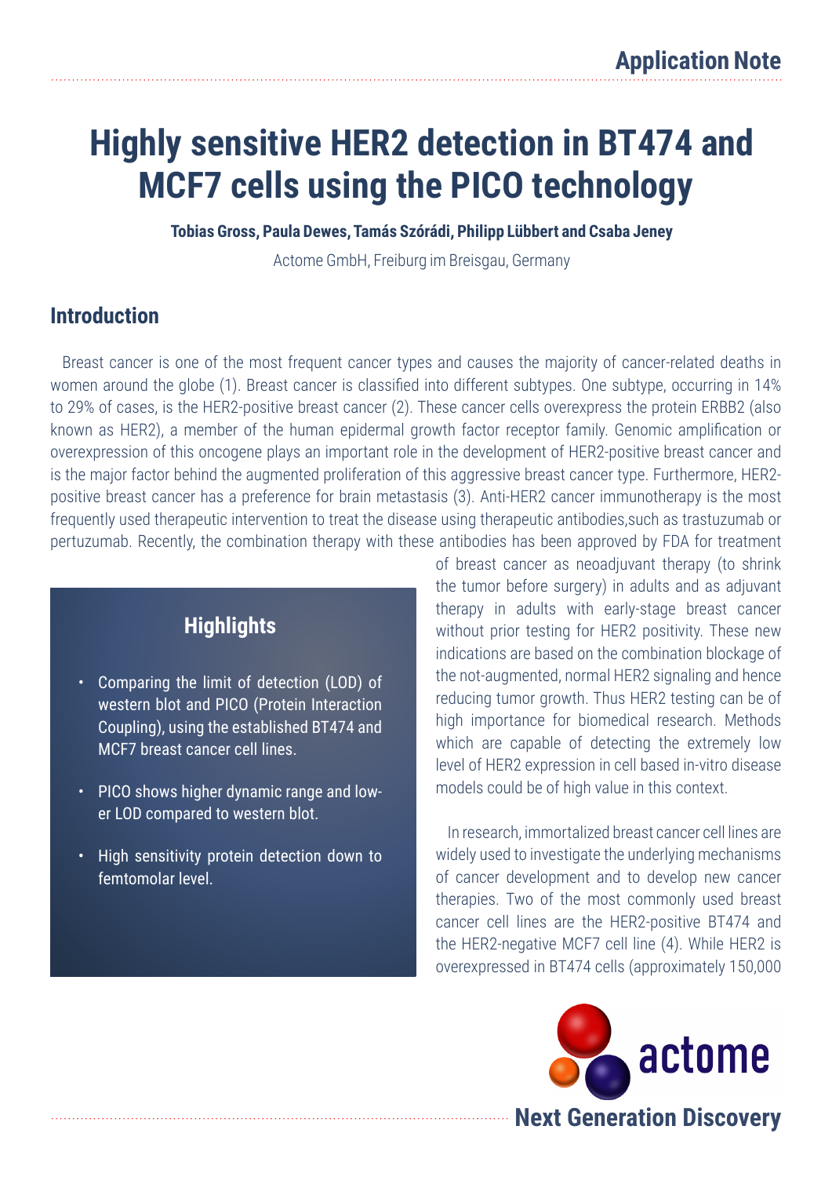Application Note

# Highly sensitive HER2 detection in BT474 and MCF7 cells using the PICO technology

**Tobias Gross, Paula Dewes, Tamás Szórádi, Philipp Lübbert and Csaba Jeney**

Actome GmbH, Freiburg im Breisgau, Germany

## Introduction

Breast cancer is one of the most frequent cancer types and causes the majority of cancer-related deaths in women around the globe (1). Breast cancer is classified into different subtypes. One subtype, occurring in 14% to 29% of cases, is the HER2-positive breast cancer (2). These cancer cells overexpress the protein ERBB2 (also known as HER2), a member of the human epidermal growth factor receptor family. Genomic amplification or overexpression of this oncogene plays an important role in the development of HER2-positive breast cancer and is the major factor behind the augmented proliferation of this aggressive breast cancer type. Furthermore, HER2-positive breast cancer has a preference for brain metastasis (3). Anti-HER2 cancer immunotherapy is the most frequently used therapeutic intervention to treat the disease using therapeutic antibodies,such as trastuzumab or pertuzumab. Recently, the combination therapy with these antibodies has been approved by FDA for treatment of breast cancer as neoadjuvant therapy (to shrink the tumor before surgery) in adults and as adjuvant therapy in adults with early-stage breast cancer without prior testing for HER2 positivity. These new indications are based on the combination blockage of the not-augmented, normal HER2 signaling and hence reducing tumor growth. Thus HER2 testing can be of high importance for biomedical research. Methods which are capable of detecting the extremely low level of HER2 expression in cell based in-vitro disease models could be of high value in this context.

### Highlights

- Comparing the limit of detection (LOD) of western blot and PICO (Protein Interaction Coupling), using the established BT474 and MCF7 breast cancer cell lines.
- PICO shows higher dynamic range and lower LOD compared to western blot.
- High sensitivity protein detection down to femtomolar level.

In research, immortalized breast cancer cell lines are widely used to investigate the underlying mechanisms of cancer development and to develop new cancer therapies. Two of the most commonly used breast cancer cell lines are the HER2-positive BT474 and the HER2-negative MCF7 cell line (4). While HER2 is overexpressed in BT474 cells (approximately 150,000

actome

Next Generation Discovery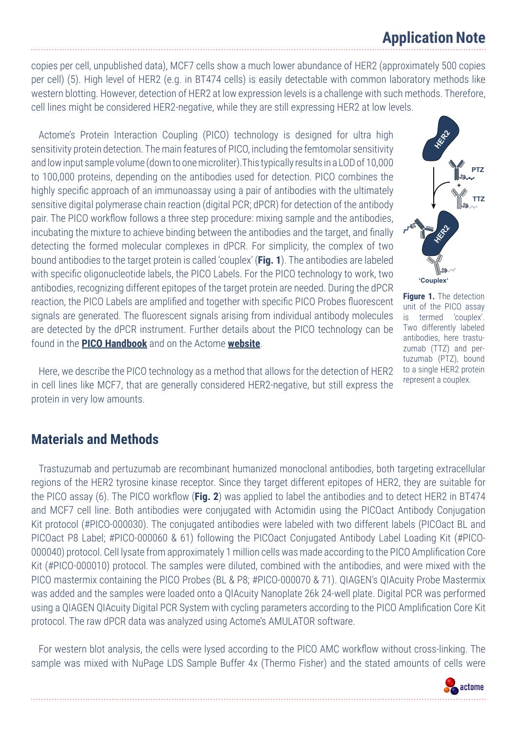copies per cell, unpublished data), MCF7 cells show a much lower abundance of HER2 (approximately 500 copies per cell) (5). High level of HER2 (e.g. in BT474 cells) is easily detectable with common laboratory methods like western blotting. However, detection of HER2 at low expression levels is a challenge with such methods. Therefore, cell lines might be considered HER2-negative, while they are still expressing HER2 at low levels.

Actome's Protein Interaction Coupling (PICO) technology is designed for ultra high sensitivity protein detection. The main features of PICO, including the femtomolar sensitivity and low input sample volume (down to one microliter). This typically results in a LOD of 10,000 to 100,000 proteins, depending on the antibodies used for detection. PICO combines the highly specific approach of an immunoassay using a pair of antibodies with the ultimately sensitive digital polymerase chain reaction (digital PCR; dPCR) for detection of the antibody pair. The PICO workflow follows a three step procedure: mixing sample and the antibodies, incubating the mixture to achieve binding between the antibodies and the target, and finally detecting the formed molecular complexes in dPCR. For simplicity, the complex of two bound antibodies to the target protein is called 'couplex' (**Fig. 1**). The antibodies are labeled with specific oligonucleotide labels, the PICO Labels. For the PICO technology to work, two antibodies, recognizing different epitopes of the target protein are needed. During the dPCR reaction, the PICO Labels are amplified and together with specific PICO Probes fluorescent signals are generated. The fluorescent signals arising from individual antibody molecules are detected by the dPCR instrument. Further details about the PICO technology can be found in the **PICO Handbook** and on the Actome **website**.

**Figure 1.** The detection unit of the PICO assay is termed 'couplex'. Two differently labeled antibodies, here trastuzumab (TTZ) and pertuzumab (PTZ), bound to a single HER2 protein represent a couplex.

Here, we describe the PICO technology as a method that allows for the detection of HER2 in cell lines like MCF7, that are generally considered HER2-negative, but still express the protein in very low amounts.

## Materials and Methods

Trastuzumab and pertuzumab are recombinant humanized monoclonal antibodies, both targeting extracellular regions of the HER2 tyrosine kinase receptor. Since they target different epitopes of HER2, they are suitable for the PICO assay (6). The PICO workflow (**Fig. 2**) was applied to label the antibodies and to detect HER2 in BT474 and MCF7 cell line. Both antibodies were conjugated with Actomidin using the PICOact Antibody Conjugation Kit protocol (#PICO-000030). The conjugated antibodies were labeled with two different labels (PICOact BL and PICOact P8 Label; #PICO-000060 & 61) following the PICOact Conjugated Antibody Label Loading Kit (#PICO-000040) protocol. Cell lysate from approximately 1 million cells was made according to the PICO Amplification Core Kit (#PICO-000010) protocol. The samples were diluted, combined with the antibodies, and were mixed with the PICO mastermix containing the PICO Probes (BL & P8; #PICO-000070 & 71). QIAGEN's QIAcuity Probe Mastermix was added and the samples were loaded onto a QIAcuity Nanoplate 26k 24-well plate. Digital PCR was performed using a QIAGEN QIAcuity Digital PCR System with cycling parameters according to the PICO Amplification Core Kit protocol. The raw dPCR data was analyzed using Actome's AMULATOR software.

For western blot analysis, the cells were lysed according to the PICO AMC workflow without cross-linking. The sample was mixed with NuPage LDS Sample Buffer 4x (Thermo Fisher) and the stated amounts of cells were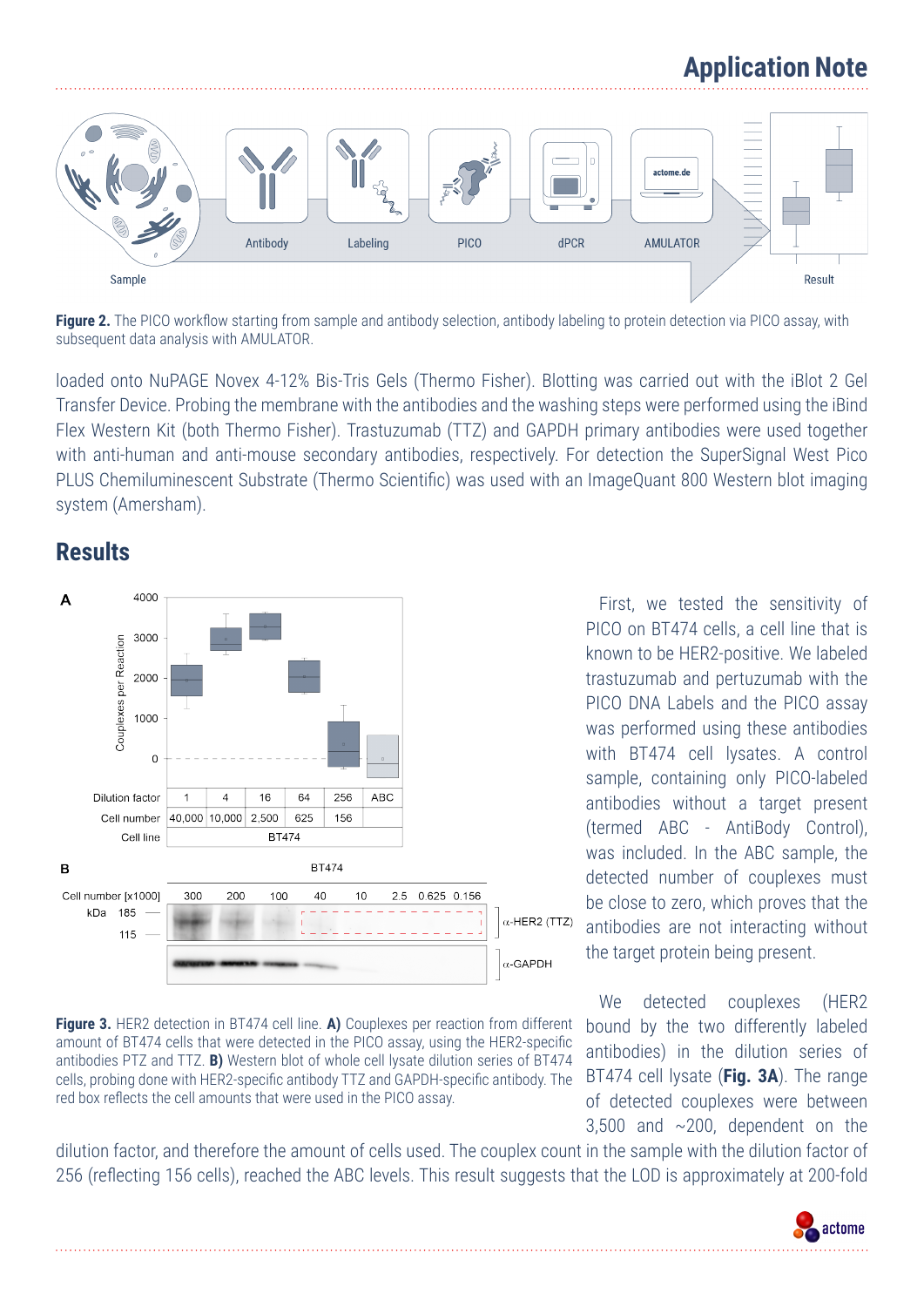Figure 2. The PICO workflow starting from sample and antibody selection, antibody labeling to protein detection via PICO assay, with subsequent data analysis with AMULATOR.

loaded onto NuPAGE Novex 4-12% Bis-Tris Gels (Thermo Fisher). Blotting was carried out with the iBlot 2 Gel Transfer Device. Probing the membrane with the antibodies and the washing steps were performed using the iBind Flex Western Kit (both Thermo Fisher). Trastuzumab (TTZ) and GAPDH primary antibodies were used together with anti-human and anti-mouse secondary antibodies, respectively. For detection the SuperSignal West Pico PLUS Chemiluminescent Substrate (Thermo Scientific) was used with an ImageQuant 800 Western blot imaging system (Amersham).

## Results

**Figure 3.** HER2 detection in BT474 cell line. **A)** Couplexes per reaction from different amount of BT474 cells that were detected in the PICO assay, using the HER2-specific antibodies PTZ and TTZ. **B)** Western blot of whole cell lysate dilution series of BT474 cells, probing done with HER2-specific antibody TTZ and GAPDH-specific antibody. The red box reflects the cell amounts that were used in the PICO assay.

First, we tested the sensitivity of PICO on BT474 cells, a cell line that is known to be HER2-positive. We labeled trastuzumab and pertuzumab with the PICO DNA Labels and the PICO assay was performed using these antibodies with BT474 cell lysates. A control sample, containing only PICO-labeled antibodies without a target present (termed ABC - AntiBody Control), was included. In the ABC sample, the detected number of couplexes must be close to zero, which proves that the antibodies are not interacting without the target protein being present.

We detected couplexes (HER2 bound by the two differently labeled antibodies) in the dilution series of BT474 cell lysate (**Fig. 3A**). The range of detected couplexes were between 3,500 and ~200, dependent on the dilution factor, and therefore the amount of cells used. The couplex count in the sample with the dilution factor of 256 (reflecting 156 cells), reached the ABC levels. This result suggests that the LOD is approximately at 200-fold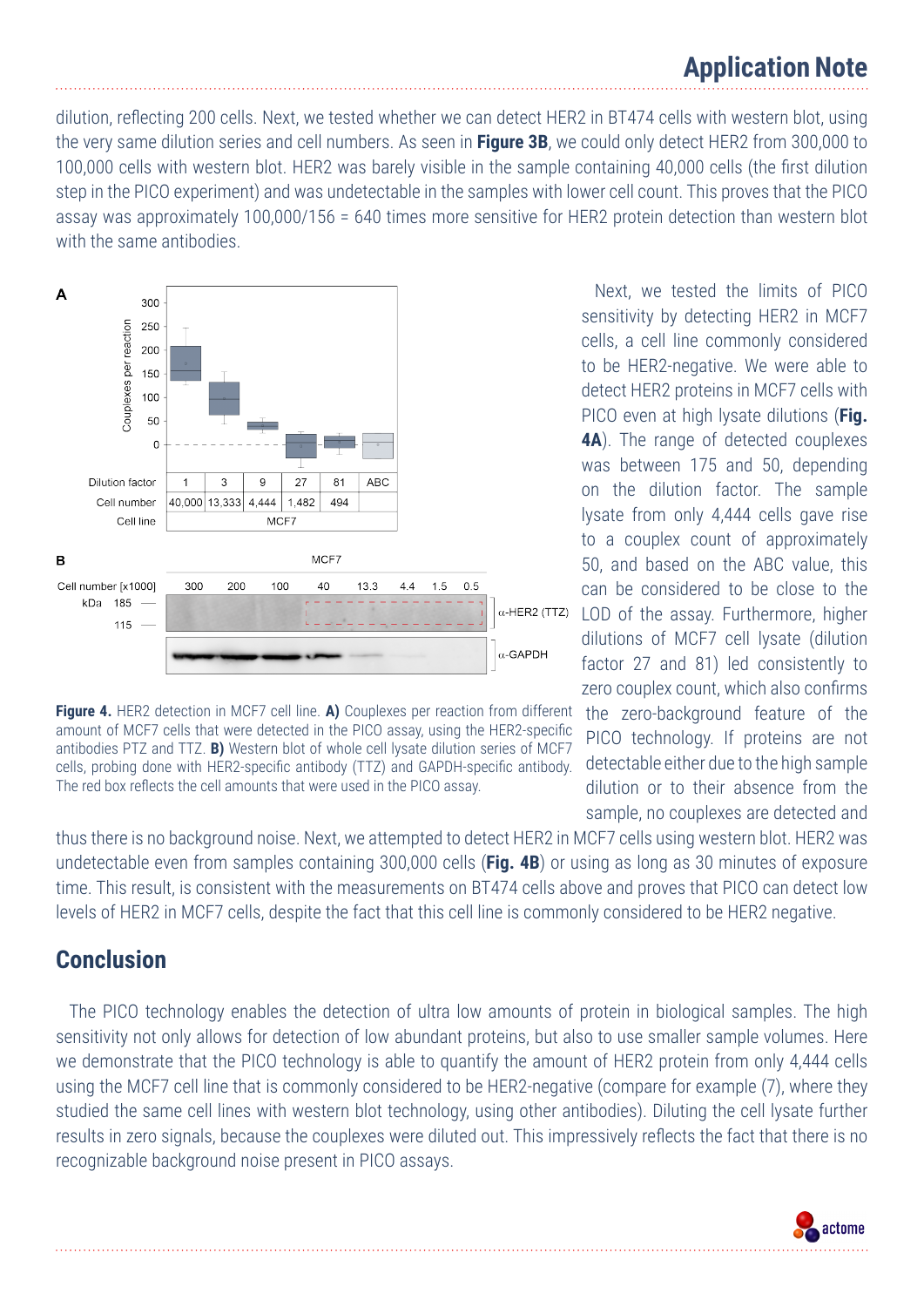dilution, reflecting 200 cells. Next, we tested whether we can detect HER2 in BT474 cells with western blot, using the very same dilution series and cell numbers. As seen in **Figure 3B**, we could only detect HER2 from 300,000 to 100,000 cells with western blot. HER2 was barely visible in the sample containing 40,000 cells (the first dilution step in the PICO experiment) and was undetectable in the samples with lower cell count. This proves that the PICO assay was approximately 100,000/156 = 640 times more sensitive for HER2 protein detection than western blot with the same antibodies.

**Figure 4.** HER2 detection in MCF7 cell line. **A)** Couplexes per reaction from different amount of MCF7 cells that were detected in the PICO assay, using the HER2-specific antibodies PTZ and TTZ. **B)** Western blot of whole cell lysate dilution series of MCF7 cells, probing done with HER2-specific antibody (TTZ) and GAPDH-specific antibody. The red box reflects the cell amounts that were used in the PICO assay.

Next, we tested the limits of PICO sensitivity by detecting HER2 in MCF7 cells, a cell line commonly considered to be HER2-negative. We were able to detect HER2 proteins in MCF7 cells with PICO even at high lysate dilutions (**Fig. 4A**). The range of detected couplexes was between 175 and 50, depending on the dilution factor. The sample lysate from only 4,444 cells gave rise to a couplex count of approximately 50, and based on the ABC value, this can be considered to be close to the LOD of the assay. Furthermore, higher dilutions of MCF7 cell lysate (dilution factor 27 and 81) led consistently to zero couplex count, which also confirms the zero-background feature of the PICO technology. If proteins are not detectable either due to the high sample dilution or to their absence from the sample, no couplexes are detected and thus there is no background noise. Next, we attempted to detect HER2 in MCF7 cells using western blot. HER2 was undetectable even from samples containing 300,000 cells (**Fig. 4B**) or using as long as 30 minutes of exposure time. This result, is consistent with the measurements on BT474 cells above and proves that PICO can detect low levels of HER2 in MCF7 cells, despite the fact that this cell line is commonly considered to be HER2 negative.

## Conclusion

The PICO technology enables the detection of ultra low amounts of protein in biological samples. The high sensitivity not only allows for detection of low abundant proteins, but also to use smaller sample volumes. Here we demonstrate that the PICO technology is able to quantify the amount of HER2 protein from only 4,444 cells using the MCF7 cell line that is commonly considered to be HER2-negative (compare for example (7), where they studied the same cell lines with western blot technology, using other antibodies). Diluting the cell lysate further results in zero signals, because the couplexes were diluted out. This impressively reflects the fact that there is no recognizable background noise present in PICO assays.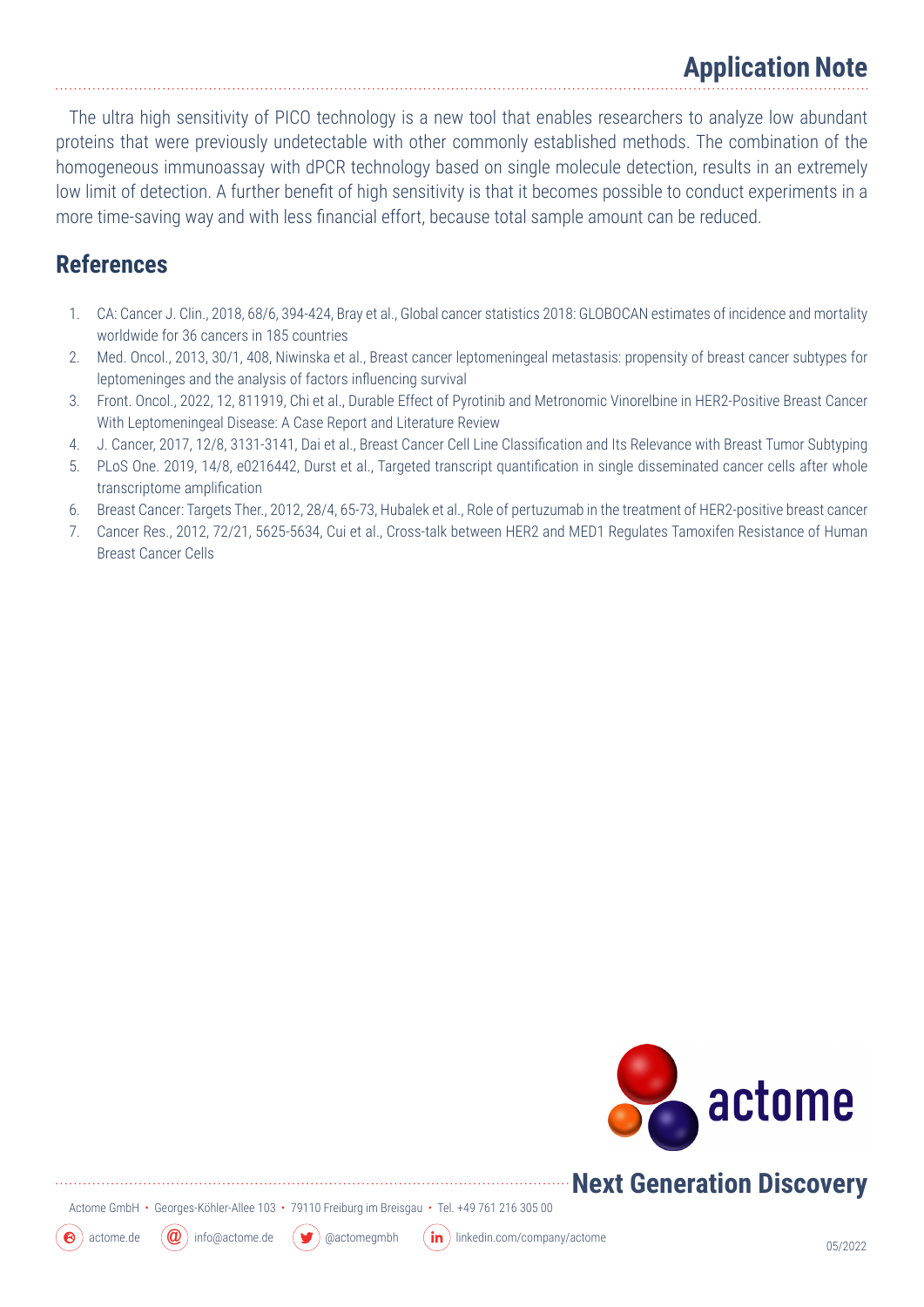The ultra high sensitivity of PICO technology is a new tool that enables researchers to analyze low abundant proteins that were previously undetectable with other commonly established methods. The combination of the homogeneous immunoassay with dPCR technology based on single molecule detection, results in an extremely low limit of detection. A further benefit of high sensitivity is that it becomes possible to conduct experiments in a more time-saving way and with less financial effort, because total sample amount can be reduced.

## References

1. CA: Cancer J. Clin., 2018, 68/6, 394-424, Bray et al., Global cancer statistics 2018: GLOBOCAN estimates of incidence and mortality worldwide for 36 cancers in 185 countries
2. Med. Oncol., 2013, 30/1, 408, Niwinska et al., Breast cancer leptomeningeal metastasis: propensity of breast cancer subtypes for leptomeninges and the analysis of factors influencing survival
3. Front. Oncol., 2022, 12, 811919, Chi et al., Durable Effect of Pyrotinib and Metronomic Vinorelbine in HER2-Positive Breast Cancer With Leptomeningeal Disease: A Case Report and Literature Review
4. J. Cancer, 2017, 12/8, 3131-3141, Dai et al., Breast Cancer Cell Line Classification and Its Relevance with Breast Tumor Subtyping
5. PLoS One. 2019, 14/8, e0216442, Durst et al., Targeted transcript quantification in single disseminated cancer cells after whole transcriptome amplification
6. Breast Cancer: Targets Ther., 2012, 28/4, 65-73, Hubalek et al., Role of pertuzumab in the treatment of HER2-positive breast cancer
7. Cancer Res., 2012, 72/21, 5625-5634, Cui et al., Cross-talk between HER2 and MED1 Regulates Tamoxifen Resistance of Human Breast Cancer Cells

actome

**Next Generation Discovery**

Actome GmbH • Georges-Köhler-Allee 103 • 79110 Freiburg im Breisgau • Tel. +49 761 216 305 00

actome.de  info@actome.de  @actomegmbh  linkedin.com/company/actome

05/2022